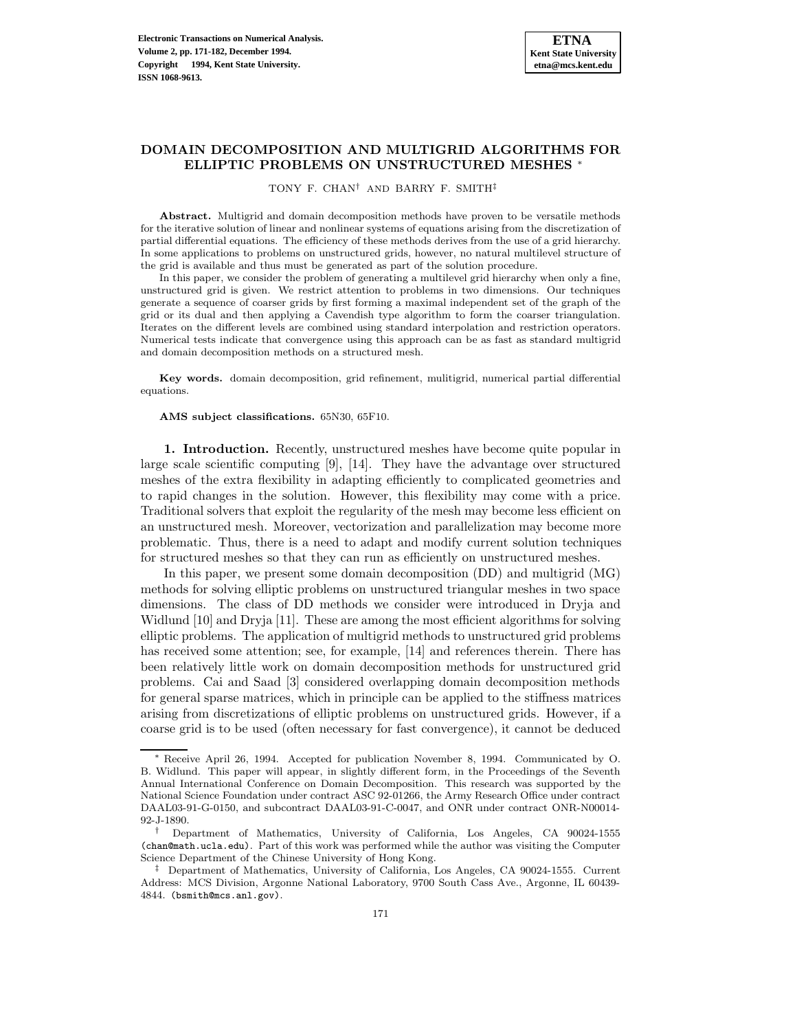# DOMAIN DECOMPOSITION AND MULTIGRID ALGORITHMS FOR ELLIPTIC PROBLEMS ON UNSTRUCTURED MESHES *

TONY F. CHAN† AND BARRY F. SMITH‡

**Abstract.** Multigrid and domain decomposition methods have proven to be versatile methods for the iterative solution of linear and nonlinear systems of equations arising from the discretization of partial differential equations. The efficiency of these methods derives from the use of a grid hierarchy. In some applications to problems on unstructured grids, however, no natural multilevel structure of the grid is available and thus must be generated as part of the solution procedure.

In this paper, we consider the problem of generating a multilevel grid hierarchy when only a fine, unstructured grid is given. We restrict attention to problems in two dimensions. Our techniques generate a sequence of coarser grids by first forming a maximal independent set of the graph of the grid or its dual and then applying a Cavendish type algorithm to form the coarser triangulation. Iterates on the different levels are combined using standard interpolation and restriction operators. Numerical tests indicate that convergence using this approach can be as fast as standard multigrid and domain decomposition methods on a structured mesh.

**Key words.** domain decomposition, grid refinement, mulitigrid, numerical partial differential equations.

**AMS subject classifications.** 65N30, 65F10.

**1. Introduction.** Recently, unstructured meshes have become quite popular in large scale scientific computing [9], [14]. They have the advantage over structured meshes of the extra flexibility in adapting efficiently to complicated geometries and to rapid changes in the solution. However, this flexibility may come with a price. Traditional solvers that exploit the regularity of the mesh may become less efficient on an unstructured mesh. Moreover, vectorization and parallelization may become more problematic. Thus, there is a need to adapt and modify current solution techniques for structured meshes so that they can run as efficiently on unstructured meshes.

In this paper, we present some domain decomposition (DD) and multigrid (MG) methods for solving elliptic problems on unstructured triangular meshes in two space dimensions. The class of DD methods we consider were introduced in Dryja and Widlund [10] and Dryja [11]. These are among the most efficient algorithms for solving elliptic problems. The application of multigrid methods to unstructured grid problems has received some attention; see, for example, [14] and references therein. There has been relatively little work on domain decomposition methods for unstructured grid problems. Cai and Saad [3] considered overlapping domain decomposition methods for general sparse matrices, which in principle can be applied to the stiffness matrices arising from discretizations of elliptic problems on unstructured grids. However, if a coarse grid is to be used (often necessary for fast convergence), it cannot be deduced

---

* Receive April 26, 1994. Accepted for publication November 8, 1994. Communicated by O. B. Widlund. This paper will appear, in slightly different form, in the Proceedings of the Seventh Annual International Conference on Domain Decomposition. This research was supported by the National Science Foundation under contract ASC 92-01266, the Army Research Office under contract DAAL03-91-G-0150, and subcontract DAAL03-91-C-0047, and ONR under contract ONR-N00014-92-J-1890.

† Department of Mathematics, University of California, Los Angeles, CA 90024-1555 (chan@math.ucla.edu). Part of this work was performed while the author was visiting the Computer Science Department of the Chinese University of Hong Kong.

‡ Department of Mathematics, University of California, Los Angeles, CA 90024-1555. Current Address: MCS Division, Argonne National Laboratory, 9700 South Cass Ave., Argonne, IL 60439-4844. (bsmith@mcs.anl.gov).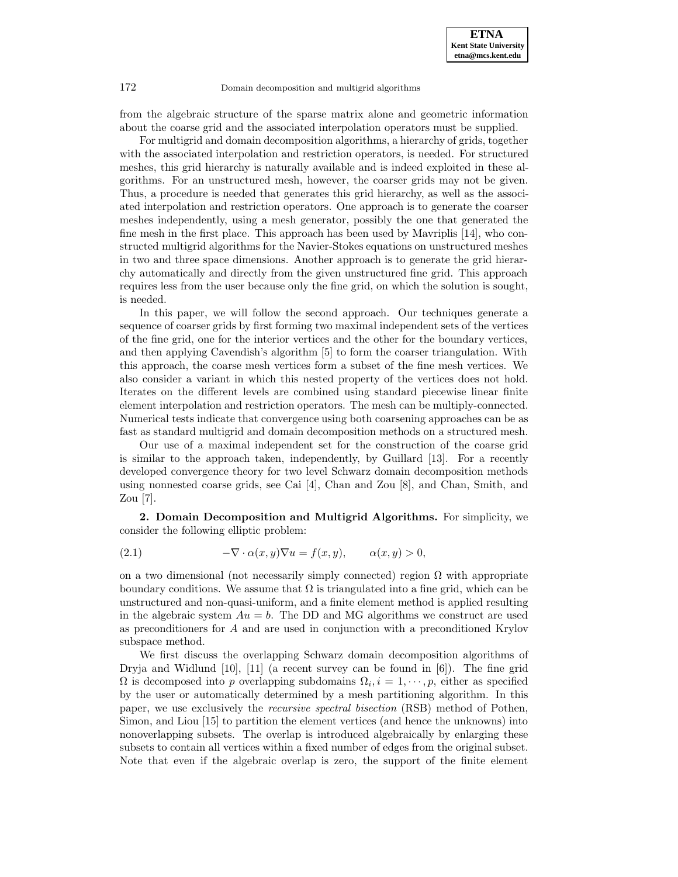from the algebraic structure of the sparse matrix alone and geometric information about the coarse grid and the associated interpolation operators must be supplied.

For multigrid and domain decomposition algorithms, a hierarchy of grids, together with the associated interpolation and restriction operators, is needed. For structured meshes, this grid hierarchy is naturally available and is indeed exploited in these algorithms. For an unstructured mesh, however, the coarser grids may not be given. Thus, a procedure is needed that generates this grid hierarchy, as well as the associated interpolation and restriction operators. One approach is to generate the coarser meshes independently, using a mesh generator, possibly the one that generated the fine mesh in the first place. This approach has been used by Mavriplis [14], who constructed multigrid algorithms for the Navier-Stokes equations on unstructured meshes in two and three space dimensions. Another approach is to generate the grid hierarchy automatically and directly from the given unstructured fine grid. This approach requires less from the user because only the fine grid, on which the solution is sought, is needed.

In this paper, we will follow the second approach. Our techniques generate a sequence of coarser grids by first forming two maximal independent sets of the vertices of the fine grid, one for the interior vertices and the other for the boundary vertices, and then applying Cavendish's algorithm [5] to form the coarser triangulation. With this approach, the coarse mesh vertices form a subset of the fine mesh vertices. We also consider a variant in which this nested property of the vertices does not hold. Iterates on the different levels are combined using standard piecewise linear finite element interpolation and restriction operators. The mesh can be multiply-connected. Numerical tests indicate that convergence using both coarsening approaches can be as fast as standard multigrid and domain decomposition methods on a structured mesh.

Our use of a maximal independent set for the construction of the coarse grid is similar to the approach taken, independently, by Guillard [13]. For a recently developed convergence theory for two level Schwarz domain decomposition methods using nonnested coarse grids, see Cai [4], Chan and Zou [8], and Chan, Smith, and Zou [7].

## 2. Domain Decomposition and Multigrid Algorithms.

For simplicity, we consider the following elliptic problem:

$$-\nabla \cdot \alpha(x,y)\nabla u = f(x,y), \qquad \alpha(x,y) > 0, \tag{2.1}$$

on a two dimensional (not necessarily simply connected) region $\Omega$ with appropriate boundary conditions. We assume that $\Omega$ is triangulated into a fine grid, which can be unstructured and non-quasi-uniform, and a finite element method is applied resulting in the algebraic system $Au = b$. The DD and MG algorithms we construct are used as preconditioners for $A$ and are used in conjunction with a preconditioned Krylov subspace method.

We first discuss the overlapping Schwarz domain decomposition algorithms of Dryja and Widlund [10], [11] (a recent survey can be found in [6]). The fine grid $\Omega$ is decomposed into $p$ overlapping subdomains $\Omega_i, i = 1, \cdots, p$, either as specified by the user or automatically determined by a mesh partitioning algorithm. In this paper, we use exclusively the *recursive spectral bisection* (RSB) method of Pothen, Simon, and Liou [15] to partition the element vertices (and hence the unknowns) into nonoverlapping subsets. The overlap is introduced algebraically by enlarging these subsets to contain all vertices within a fixed number of edges from the original subset. Note that even if the algebraic overlap is zero, the support of the finite element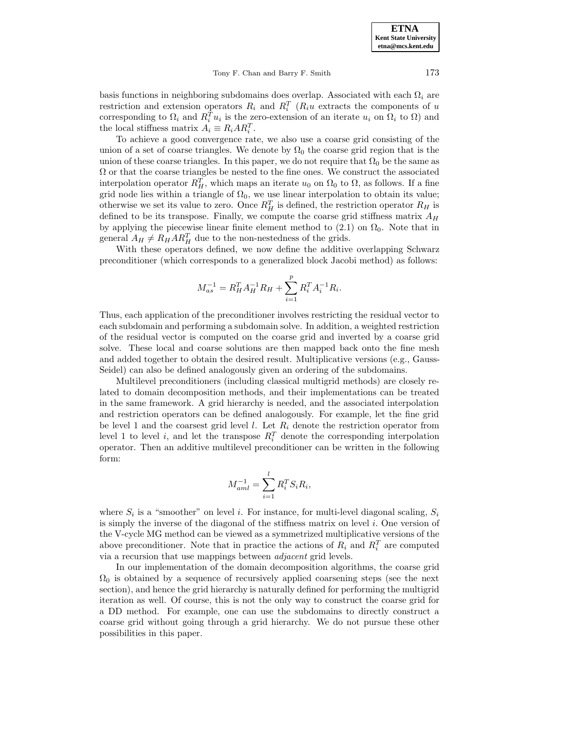basis functions in neighboring subdomains does overlap. Associated with each $\Omega_i$ are restriction and extension operators $R_i$ and $R_i^T$ ($R_i u$ extracts the components of $u$ corresponding to $\Omega_i$ and $R_i^T u_i$ is the zero-extension of an iterate $u_i$ on $\Omega_i$ to $\Omega$) and the local stiffness matrix $A_i \equiv R_i A R_i^T$.

To achieve a good convergence rate, we also use a coarse grid consisting of the union of a set of coarse triangles. We denote by $\Omega_0$ the coarse grid region that is the union of these coarse triangles. In this paper, we do not require that $\Omega_0$ be the same as $\Omega$ or that the coarse triangles be nested to the fine ones. We construct the associated interpolation operator $R_H^T$, which maps an iterate $u_0$ on $\Omega_0$ to $\Omega$, as follows. If a fine grid node lies within a triangle of $\Omega_0$, we use linear interpolation to obtain its value; otherwise we set its value to zero. Once $R_H^T$ is defined, the restriction operator $R_H$ is defined to be its transpose. Finally, we compute the coarse grid stiffness matrix $A_H$ by applying the piecewise linear finite element method to (2.1) on $\Omega_0$. Note that in general $A_H \neq R_H A R_H^T$ due to the non-nestedness of the grids.

With these operators defined, we now define the additive overlapping Schwarz preconditioner (which corresponds to a generalized block Jacobi method) as follows:

$$M_{as}^{-1} = R_H^T A_H^{-1} R_H + \sum_{i=1}^{p} R_i^T A_i^{-1} R_i.$$

Thus, each application of the preconditioner involves restricting the residual vector to each subdomain and performing a subdomain solve. In addition, a weighted restriction of the residual vector is computed on the coarse grid and inverted by a coarse grid solve. These local and coarse solutions are then mapped back onto the fine mesh and added together to obtain the desired result. Multiplicative versions (e.g., Gauss-Seidel) can also be defined analogously given an ordering of the subdomains.

Multilevel preconditioners (including classical multigrid methods) are closely related to domain decomposition methods, and their implementations can be treated in the same framework. A grid hierarchy is needed, and the associated interpolation and restriction operators can be defined analogously. For example, let the fine grid be level 1 and the coarsest grid level $l$. Let $R_i$ denote the restriction operator from level 1 to level $i$, and let the transpose $R_i^T$ denote the corresponding interpolation operator. Then an additive multilevel preconditioner can be written in the following form:

$$M_{aml}^{-1} = \sum_{i=1}^{l} R_i^T S_i R_i,$$

where $S_i$ is a "smoother" on level $i$. For instance, for multi-level diagonal scaling, $S_i$ is simply the inverse of the diagonal of the stiffness matrix on level $i$. One version of the V-cycle MG method can be viewed as a symmetrized multiplicative versions of the above preconditioner. Note that in practice the actions of $R_i$ and $R_i^T$ are computed via a recursion that use mappings between *adjacent* grid levels.

In our implementation of the domain decomposition algorithms, the coarse grid $\Omega_0$ is obtained by a sequence of recursively applied coarsening steps (see the next section), and hence the grid hierarchy is naturally defined for performing the multigrid iteration as well. Of course, this is not the only way to construct the coarse grid for a DD method. For example, one can use the subdomains to directly construct a coarse grid without going through a grid hierarchy. We do not pursue these other possibilities in this paper.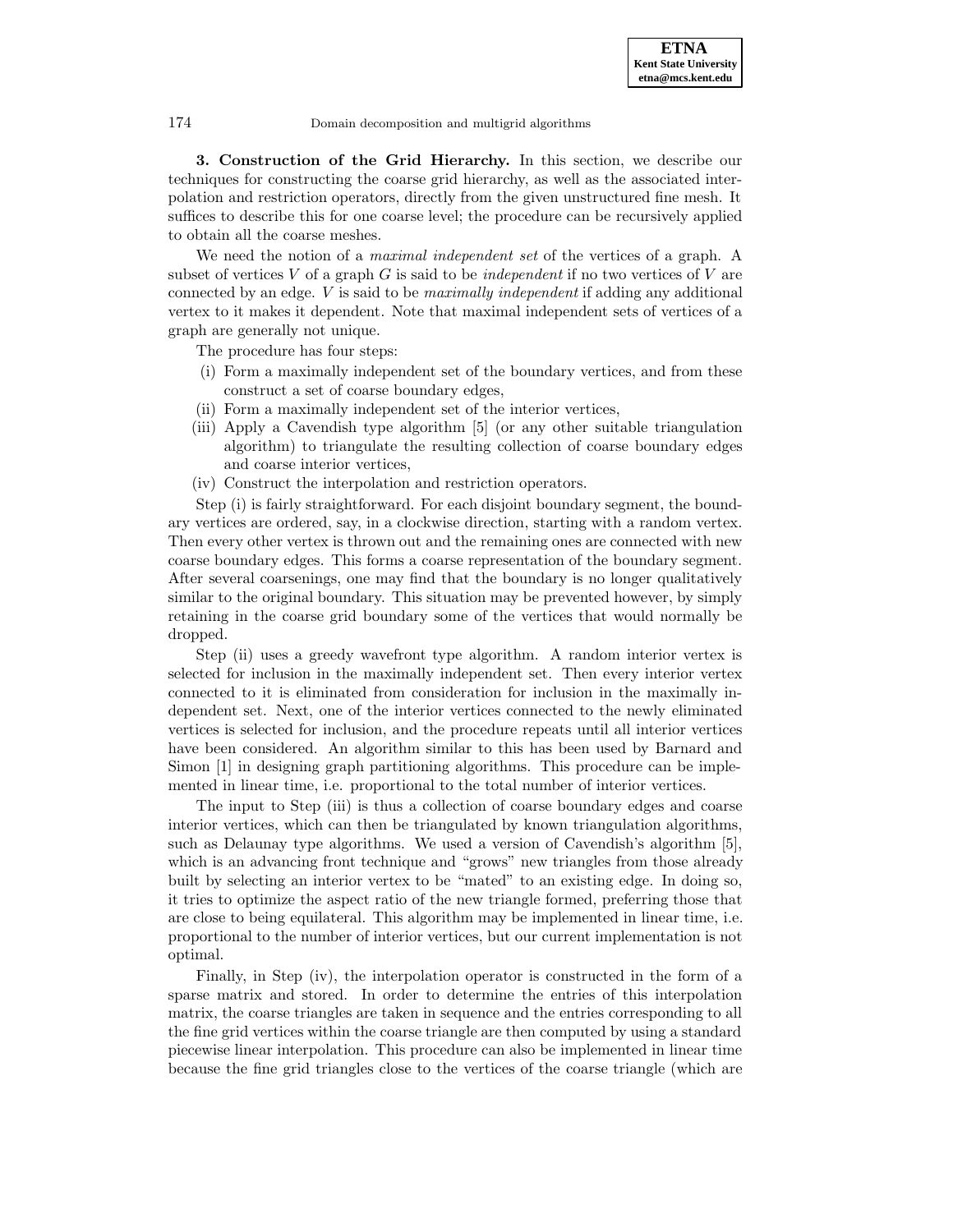**3. Construction of the Grid Hierarchy.** In this section, we describe our techniques for constructing the coarse grid hierarchy, as well as the associated interpolation and restriction operators, directly from the given unstructured fine mesh. It suffices to describe this for one coarse level; the procedure can be recursively applied to obtain all the coarse meshes.

We need the notion of a *maximal independent set* of the vertices of a graph. A subset of vertices $V$ of a graph $G$ is said to be *independent* if no two vertices of $V$ are connected by an edge. $V$ is said to be *maximally independent* if adding any additional vertex to it makes it dependent. Note that maximal independent sets of vertices of a graph are generally not unique.

The procedure has four steps:

- (i) Form a maximally independent set of the boundary vertices, and from these construct a set of coarse boundary edges,
- (ii) Form a maximally independent set of the interior vertices,
- (iii) Apply a Cavendish type algorithm [5] (or any other suitable triangulation algorithm) to triangulate the resulting collection of coarse boundary edges and coarse interior vertices,
- (iv) Construct the interpolation and restriction operators.

Step (i) is fairly straightforward. For each disjoint boundary segment, the boundary vertices are ordered, say, in a clockwise direction, starting with a random vertex. Then every other vertex is thrown out and the remaining ones are connected with new coarse boundary edges. This forms a coarse representation of the boundary segment. After several coarsenings, one may find that the boundary is no longer qualitatively similar to the original boundary. This situation may be prevented however, by simply retaining in the coarse grid boundary some of the vertices that would normally be dropped.

Step (ii) uses a greedy wavefront type algorithm. A random interior vertex is selected for inclusion in the maximally independent set. Then every interior vertex connected to it is eliminated from consideration for inclusion in the maximally independent set. Next, one of the interior vertices connected to the newly eliminated vertices is selected for inclusion, and the procedure repeats until all interior vertices have been considered. An algorithm similar to this has been used by Barnard and Simon [1] in designing graph partitioning algorithms. This procedure can be implemented in linear time, i.e. proportional to the total number of interior vertices.

The input to Step (iii) is thus a collection of coarse boundary edges and coarse interior vertices, which can then be triangulated by known triangulation algorithms, such as Delaunay type algorithms. We used a version of Cavendish's algorithm [5], which is an advancing front technique and "grows" new triangles from those already built by selecting an interior vertex to be "mated" to an existing edge. In doing so, it tries to optimize the aspect ratio of the new triangle formed, preferring those that are close to being equilateral. This algorithm may be implemented in linear time, i.e. proportional to the number of interior vertices, but our current implementation is not optimal.

Finally, in Step (iv), the interpolation operator is constructed in the form of a sparse matrix and stored. In order to determine the entries of this interpolation matrix, the coarse triangles are taken in sequence and the entries corresponding to all the fine grid vertices within the coarse triangle are then computed by using a standard piecewise linear interpolation. This procedure can also be implemented in linear time because the fine grid triangles close to the vertices of the coarse triangle (which are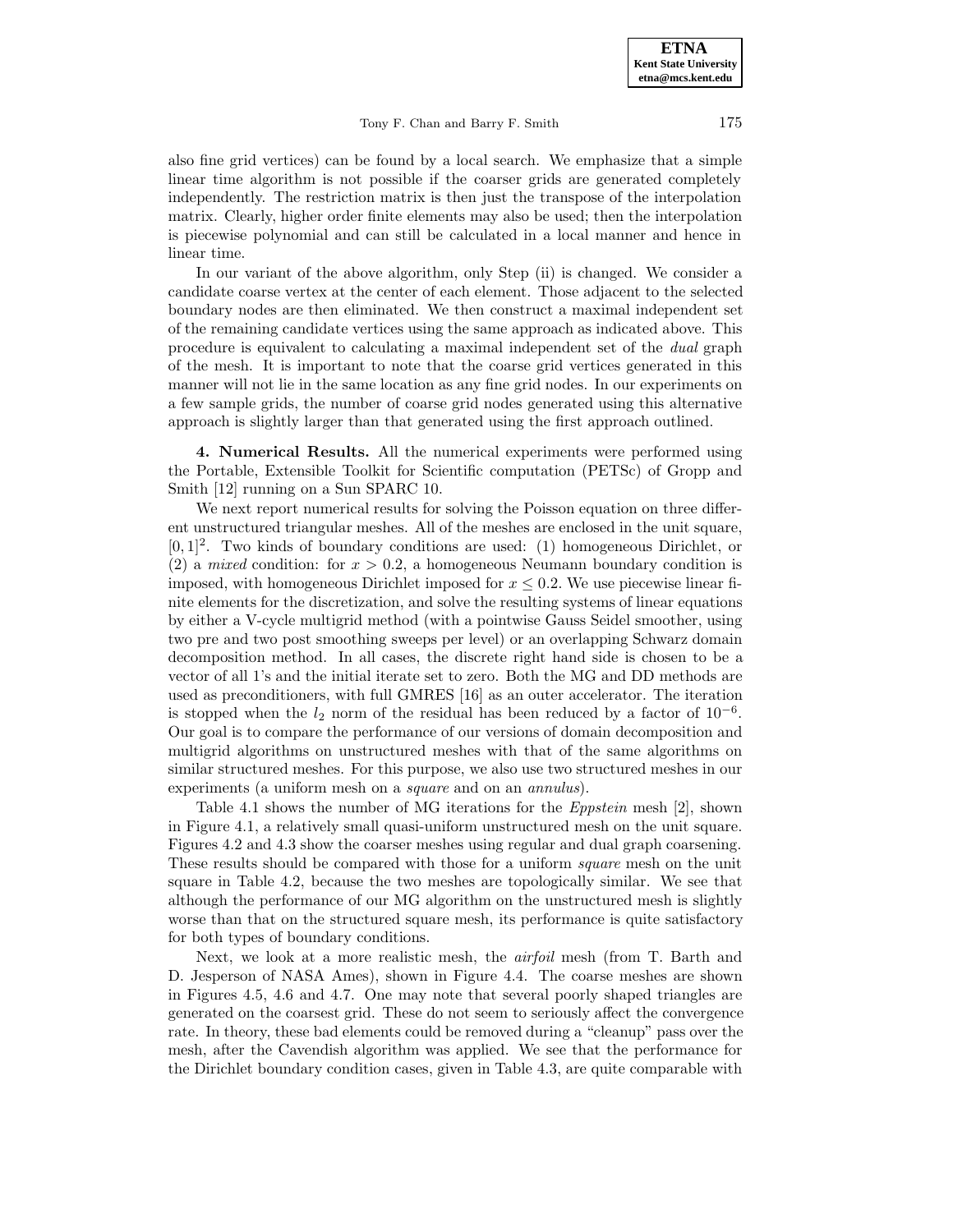also fine grid vertices) can be found by a local search. We emphasize that a simple linear time algorithm is not possible if the coarser grids are generated completely independently. The restriction matrix is then just the transpose of the interpolation matrix. Clearly, higher order finite elements may also be used; then the interpolation is piecewise polynomial and can still be calculated in a local manner and hence in linear time.

In our variant of the above algorithm, only Step (ii) is changed. We consider a candidate coarse vertex at the center of each element. Those adjacent to the selected boundary nodes are then eliminated. We then construct a maximal independent set of the remaining candidate vertices using the same approach as indicated above. This procedure is equivalent to calculating a maximal independent set of the *dual* graph of the mesh. It is important to note that the coarse grid vertices generated in this manner will not lie in the same location as any fine grid nodes. In our experiments on a few sample grids, the number of coarse grid nodes generated using this alternative approach is slightly larger than that generated using the first approach outlined.

**4. Numerical Results.** All the numerical experiments were performed using the Portable, Extensible Toolkit for Scientific computation (PETSc) of Gropp and Smith [12] running on a Sun SPARC 10.

We next report numerical results for solving the Poisson equation on three different unstructured triangular meshes. All of the meshes are enclosed in the unit square, $[0,1]^2$. Two kinds of boundary conditions are used: (1) homogeneous Dirichlet, or (2) a *mixed* condition: for $x > 0.2$, a homogeneous Neumann boundary condition is imposed, with homogeneous Dirichlet imposed for $x \leq 0.2$. We use piecewise linear finite elements for the discretization, and solve the resulting systems of linear equations by either a V-cycle multigrid method (with a pointwise Gauss Seidel smoother, using two pre and two post smoothing sweeps per level) or an overlapping Schwarz domain decomposition method. In all cases, the discrete right hand side is chosen to be a vector of all 1's and the initial iterate set to zero. Both the MG and DD methods are used as preconditioners, with full GMRES [16] as an outer accelerator. The iteration is stopped when the $l_2$ norm of the residual has been reduced by a factor of $10^{-6}$. Our goal is to compare the performance of our versions of domain decomposition and multigrid algorithms on unstructured meshes with that of the same algorithms on similar structured meshes. For this purpose, we also use two structured meshes in our experiments (a uniform mesh on a *square* and on an *annulus*).

Table 4.1 shows the number of MG iterations for the *Eppstein* mesh [2], shown in Figure 4.1, a relatively small quasi-uniform unstructured mesh on the unit square. Figures 4.2 and 4.3 show the coarser meshes using regular and dual graph coarsening. These results should be compared with those for a uniform *square* mesh on the unit square in Table 4.2, because the two meshes are topologically similar. We see that although the performance of our MG algorithm on the unstructured mesh is slightly worse than that on the structured square mesh, its performance is quite satisfactory for both types of boundary conditions.

Next, we look at a more realistic mesh, the *airfoil* mesh (from T. Barth and D. Jesperson of NASA Ames), shown in Figure 4.4. The coarse meshes are shown in Figures 4.5, 4.6 and 4.7. One may note that several poorly shaped triangles are generated on the coarsest grid. These do not seem to seriously affect the convergence rate. In theory, these bad elements could be removed during a "cleanup" pass over the mesh, after the Cavendish algorithm was applied. We see that the performance for the Dirichlet boundary condition cases, given in Table 4.3, are quite comparable with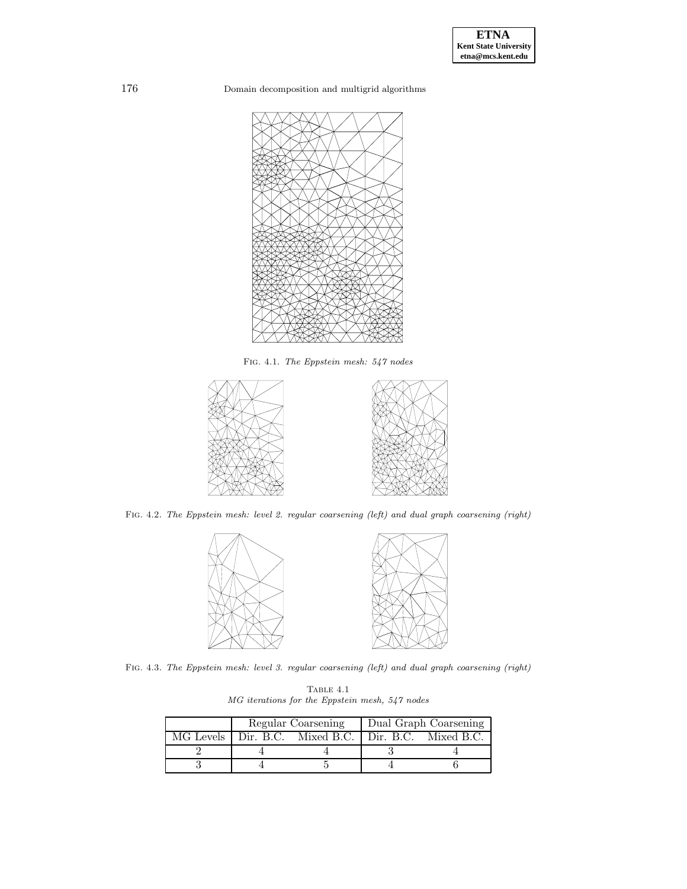Fig. 4.1. *The Eppstein mesh: 547 nodes*

Fig. 4.2. *The Eppstein mesh: level 2. regular coarsening (left) and dual graph coarsening (right)*

Fig. 4.3. *The Eppstein mesh: level 3. regular coarsening (left) and dual graph coarsening (right)*

Table 4.1
*MG iterations for the Eppstein mesh, 547 nodes*

| | Regular Coarsening | | Dual Graph Coarsening | |
|---|---|---|---|---|
| MG Levels | Dir. B.C. | Mixed B.C. | Dir. B.C. | Mixed B.C. |
| 2 | 4 | 4 | 3 | 4 |
| 3 | 4 | 5 | 4 | 6 |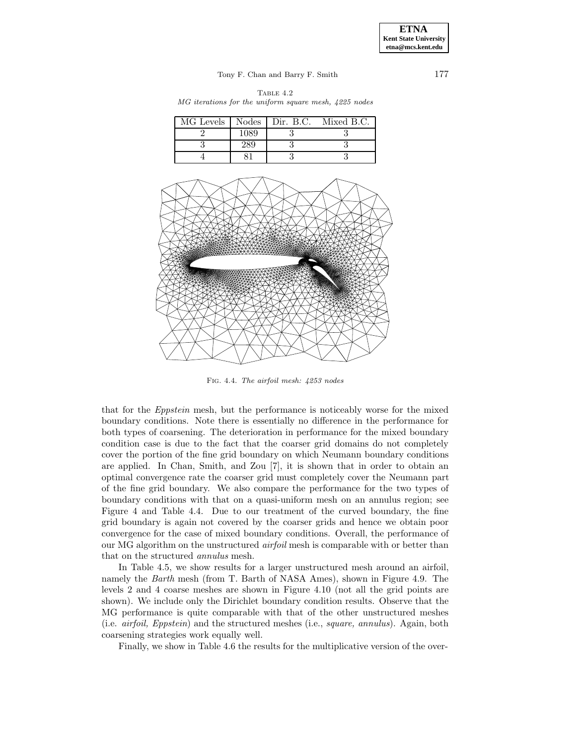TABLE 4.2
*MG iterations for the uniform square mesh, 4225 nodes*

| MG Levels | Nodes | Dir. B.C. | Mixed B.C. |
|---|---|---|---|
| 2 | 1089 | 3 | 3 |
| 3 | 289 | 3 | 3 |
| 4 | 81 | 3 | 3 |

FIG. 4.4. *The airfoil mesh: 4253 nodes*

that for the *Eppstein* mesh, but the performance is noticeably worse for the mixed boundary conditions. Note there is essentially no difference in the performance for both types of coarsening. The deterioration in performance for the mixed boundary condition case is due to the fact that the coarser grid domains do not completely cover the portion of the fine grid boundary on which Neumann boundary conditions are applied. In Chan, Smith, and Zou [7], it is shown that in order to obtain an optimal convergence rate the coarser grid must completely cover the Neumann part of the fine grid boundary. We also compare the performance for the two types of boundary conditions with that on a quasi-uniform mesh on an annulus region; see Figure 4 and Table 4.4. Due to our treatment of the curved boundary, the fine grid boundary is again not covered by the coarser grids and hence we obtain poor convergence for the case of mixed boundary conditions. Overall, the performance of our MG algorithm on the unstructured *airfoil* mesh is comparable with or better than that on the structured *annulus* mesh.

In Table 4.5, we show results for a larger unstructured mesh around an airfoil, namely the *Barth* mesh (from T. Barth of NASA Ames), shown in Figure 4.9. The levels 2 and 4 coarse meshes are shown in Figure 4.10 (not all the grid points are shown). We include only the Dirichlet boundary condition results. Observe that the MG performance is quite comparable with that of the other unstructured meshes (i.e. *airfoil, Eppstein*) and the structured meshes (i.e., *square, annulus*). Again, both coarsening strategies work equally well.

Finally, we show in Table 4.6 the results for the multiplicative version of the over-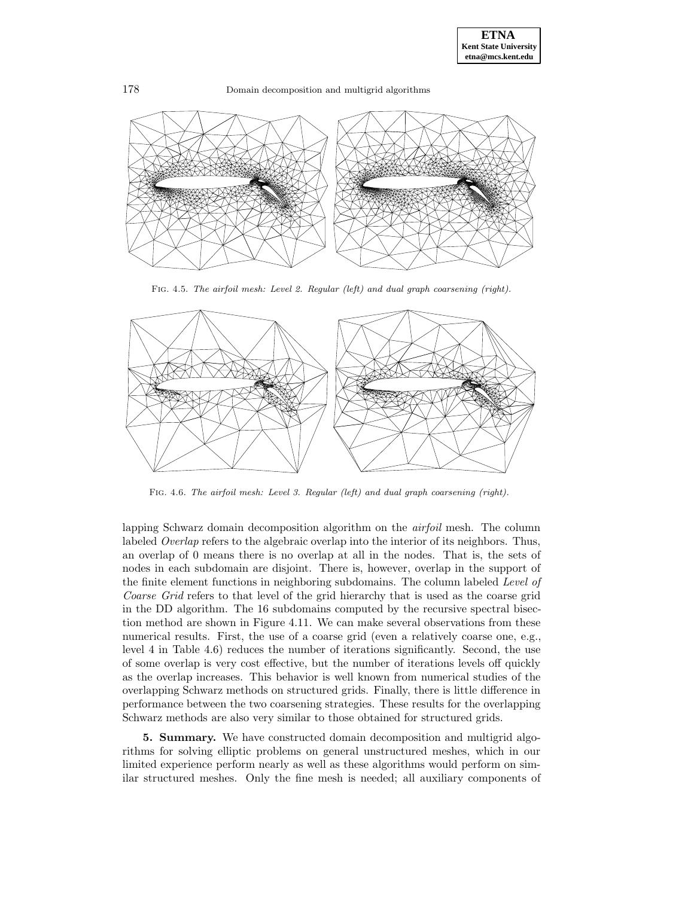FIG. 4.5. *The airfoil mesh: Level 2. Regular (left) and dual graph coarsening (right).*

FIG. 4.6. *The airfoil mesh: Level 3. Regular (left) and dual graph coarsening (right).*

lapping Schwarz domain decomposition algorithm on the *airfoil* mesh. The column labeled *Overlap* refers to the algebraic overlap into the interior of its neighbors. Thus, an overlap of 0 means there is no overlap at all in the nodes. That is, the sets of nodes in each subdomain are disjoint. There is, however, overlap in the support of the finite element functions in neighboring subdomains. The column labeled *Level of Coarse Grid* refers to that level of the grid hierarchy that is used as the coarse grid in the DD algorithm. The 16 subdomains computed by the recursive spectral bisection method are shown in Figure 4.11. We can make several observations from these numerical results. First, the use of a coarse grid (even a relatively coarse one, e.g., level 4 in Table 4.6) reduces the number of iterations significantly. Second, the use of some overlap is very cost effective, but the number of iterations levels off quickly as the overlap increases. This behavior is well known from numerical studies of the overlapping Schwarz methods on structured grids. Finally, there is little difference in performance between the two coarsening strategies. These results for the overlapping Schwarz methods are also very similar to those obtained for structured grids.

**5. Summary.** We have constructed domain decomposition and multigrid algorithms for solving elliptic problems on general unstructured meshes, which in our limited experience perform nearly as well as these algorithms would perform on similar structured meshes. Only the fine mesh is needed; all auxiliary components of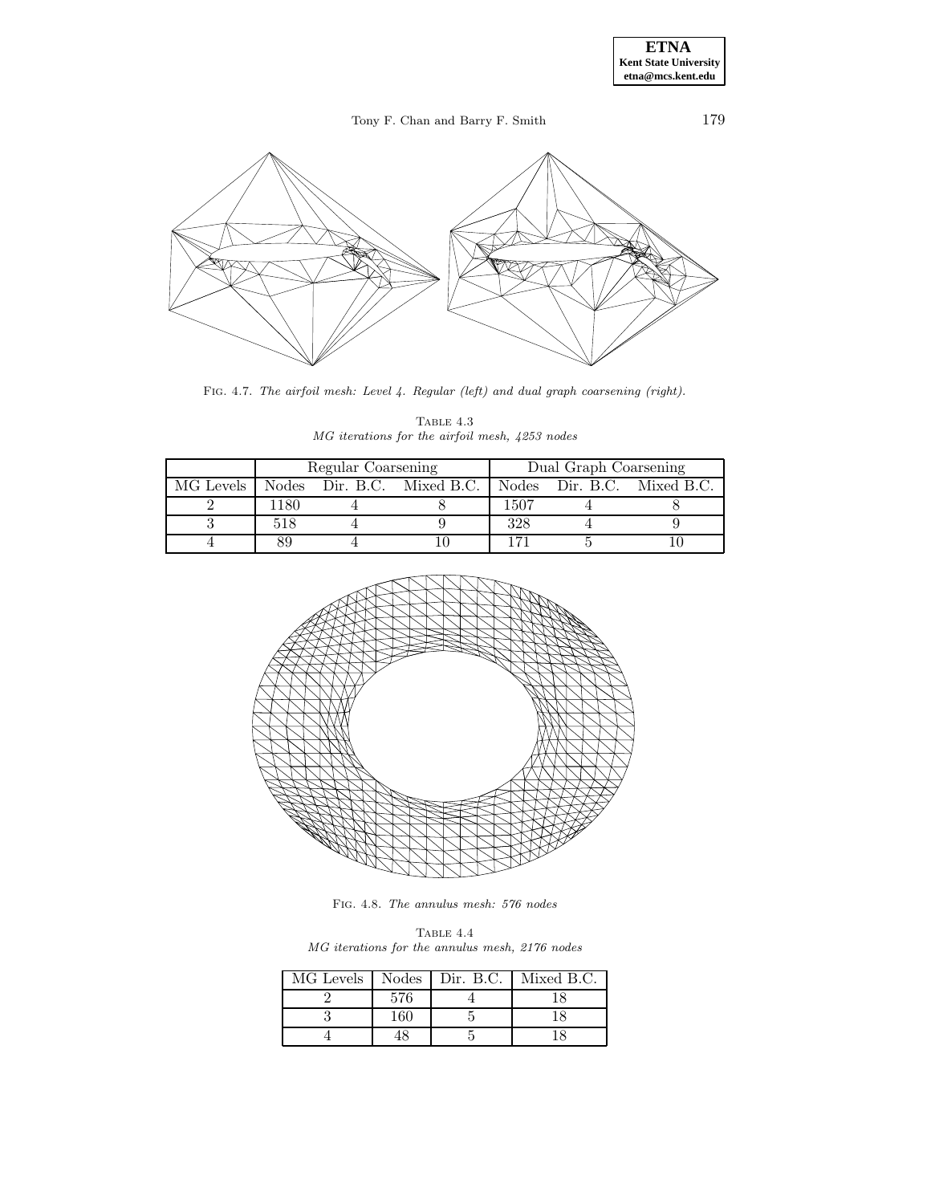Fig. 4.7. *The airfoil mesh: Level 4. Regular (left) and dual graph coarsening (right).*

Table 4.3
*MG iterations for the airfoil mesh, 4253 nodes*

| | Regular Coarsening | | | Dual Graph Coarsening | | |
|---|---|---|---|---|---|---|
| MG Levels | Nodes | Dir. B.C. | Mixed B.C. | Nodes | Dir. B.C. | Mixed B.C. |
| 2 | 1180 | 4 | 8 | 1507 | 4 | 8 |
| 3 | 518 | 4 | 9 | 328 | 4 | 9 |
| 4 | 89 | 4 | 10 | 171 | 5 | 10 |

Fig. 4.8. *The annulus mesh: 576 nodes*

Table 4.4
*MG iterations for the annulus mesh, 2176 nodes*

| MG Levels | Nodes | Dir. B.C. | Mixed B.C. |
|---|---|---|---|
| 2 | 576 | 4 | 18 |
| 3 | 160 | 5 | 18 |
| 4 | 48 | 5 | 18 |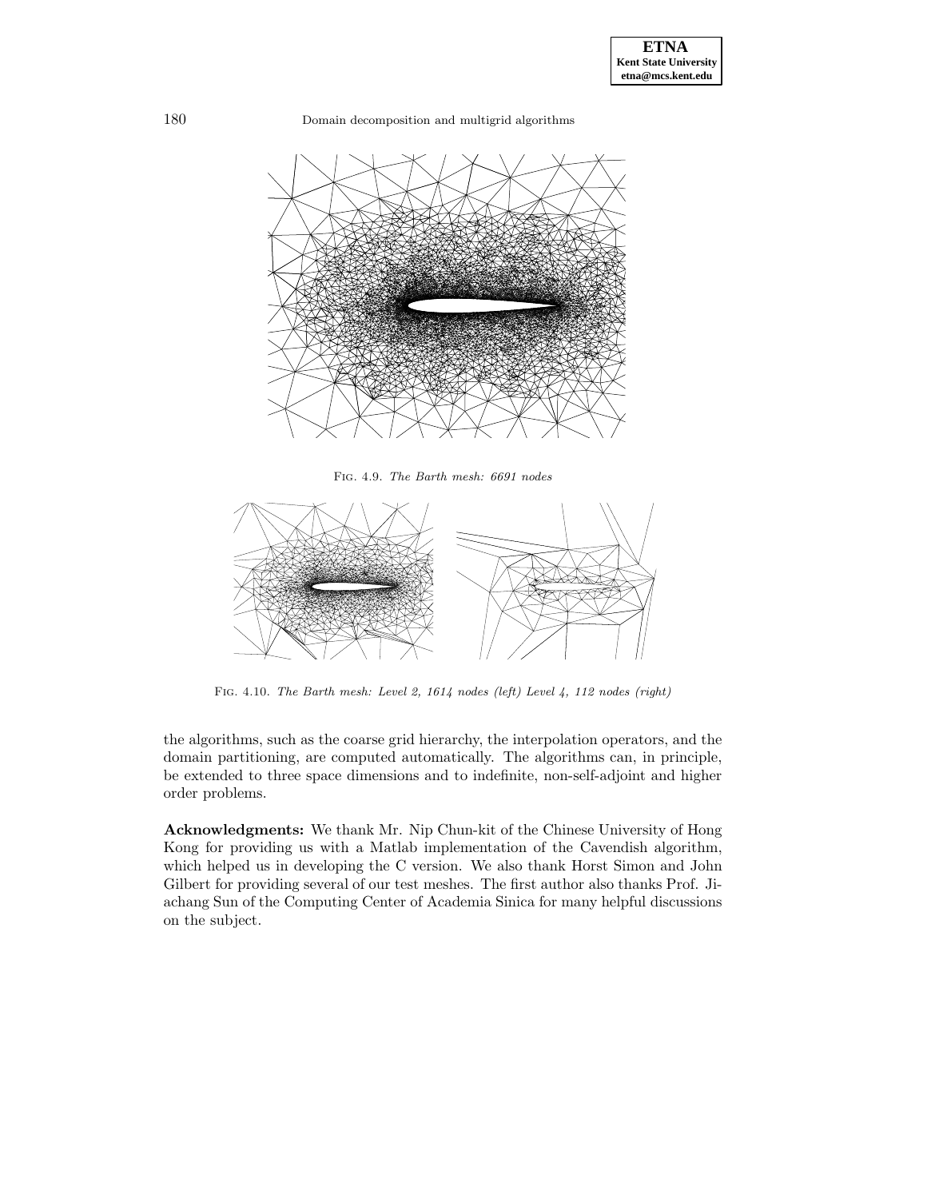Fig. 4.9. *The Barth mesh: 6691 nodes*

Fig. 4.10. *The Barth mesh: Level 2, 1614 nodes (left) Level 4, 112 nodes (right)*

the algorithms, such as the coarse grid hierarchy, the interpolation operators, and the domain partitioning, are computed automatically. The algorithms can, in principle, be extended to three space dimensions and to indefinite, non-self-adjoint and higher order problems.

**Acknowledgments:** We thank Mr. Nip Chun-kit of the Chinese University of Hong Kong for providing us with a Matlab implementation of the Cavendish algorithm, which helped us in developing the C version. We also thank Horst Simon and John Gilbert for providing several of our test meshes. The first author also thanks Prof. Jiachang Sun of the Computing Center of Academia Sinica for many helpful discussions on the subject.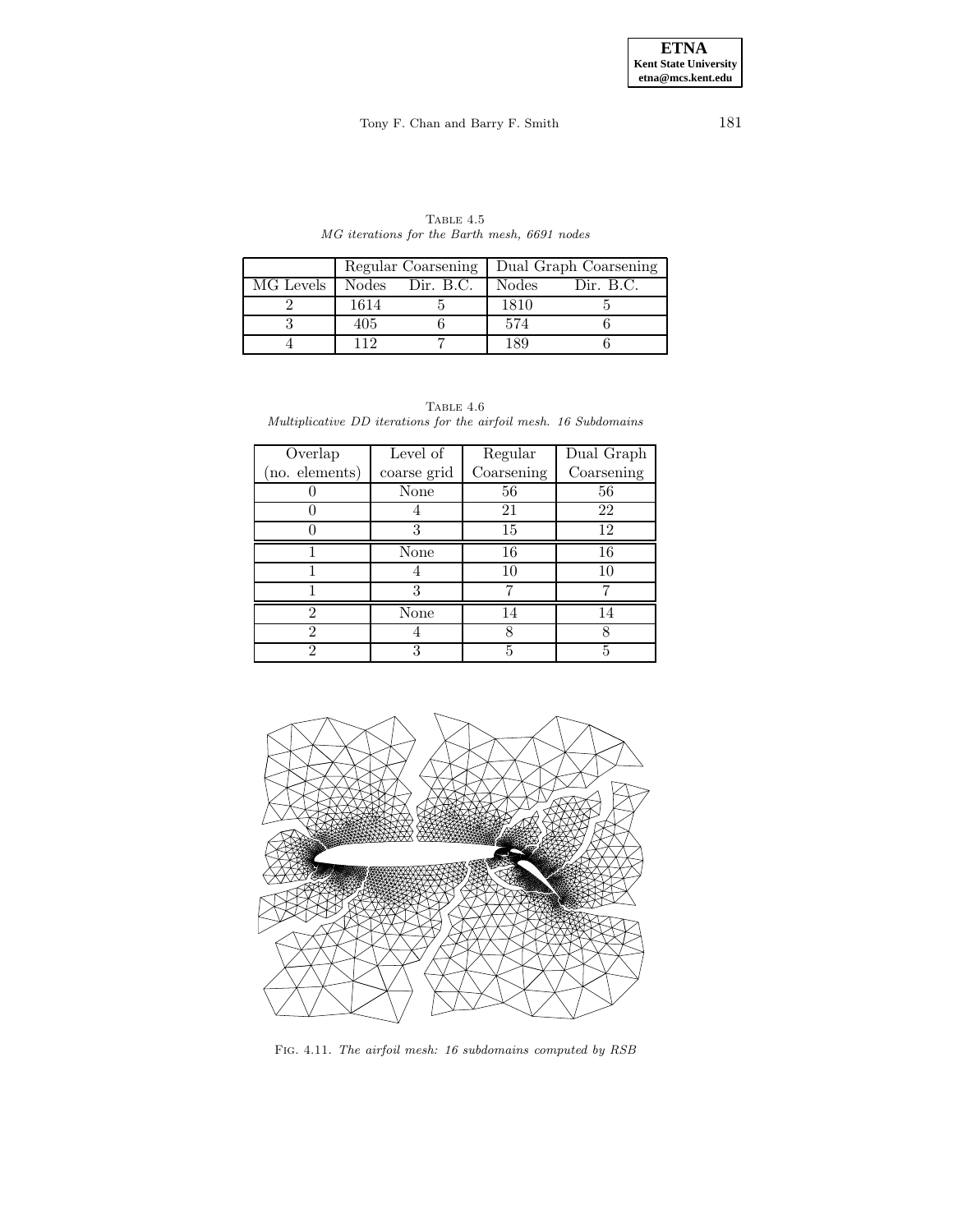Table 4.5
*MG iterations for the Barth mesh, 6691 nodes*

| | Regular Coarsening | | Dual Graph Coarsening | |
|---|---|---|---|---|
| MG Levels | Nodes | Dir. B.C. | Nodes | Dir. B.C. |
| 2 | 1614 | 5 | 1810 | 5 |
| 3 | 405 | 6 | 574 | 6 |
| 4 | 112 | 7 | 189 | 6 |

Table 4.6
*Multiplicative DD iterations for the airfoil mesh. 16 Subdomains*

| Overlap (no. elements) | Level of coarse grid | Regular Coarsening | Dual Graph Coarsening |
|---|---|---|---|
| 0 | None | 56 | 56 |
| 0 | 4 | 21 | 22 |
| 0 | 3 | 15 | 12 |
| 1 | None | 16 | 16 |
| 1 | 4 | 10 | 10 |
| 1 | 3 | 7 | 7 |
| 2 | None | 14 | 14 |
| 2 | 4 | 8 | 8 |
| 2 | 3 | 5 | 5 |

Fig. 4.11. *The airfoil mesh: 16 subdomains computed by RSB*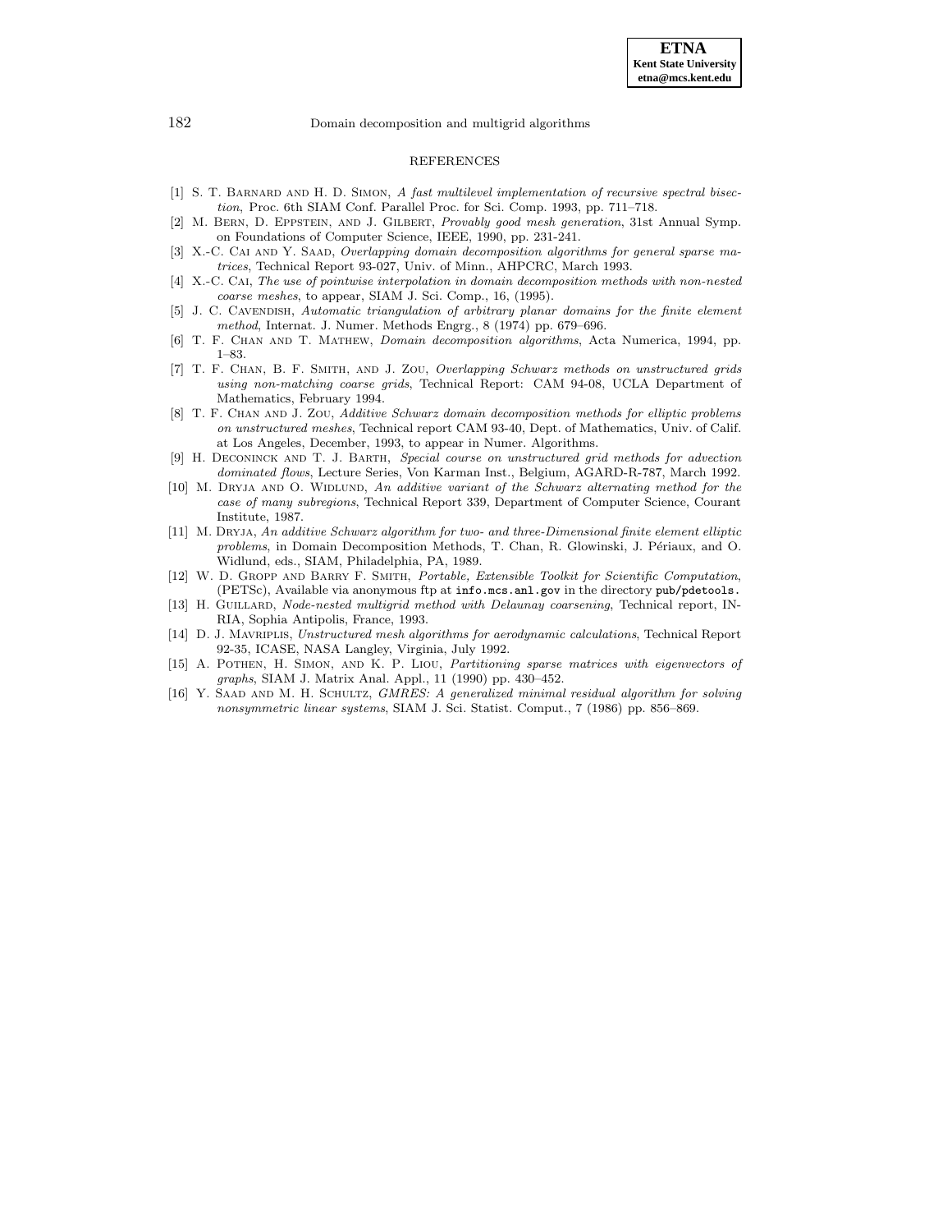## REFERENCES

[1] S. T. Barnard and H. D. Simon, *A fast multilevel implementation of recursive spectral bisection*, Proc. 6th SIAM Conf. Parallel Proc. for Sci. Comp. 1993, pp. 711–718.

[2] M. Bern, D. Eppstein, and J. Gilbert, *Provably good mesh generation*, 31st Annual Symp. on Foundations of Computer Science, IEEE, 1990, pp. 231-241.

[3] X.-C. Cai and Y. Saad, *Overlapping domain decomposition algorithms for general sparse matrices*, Technical Report 93-027, Univ. of Minn., AHPCRC, March 1993.

[4] X.-C. Cai, *The use of pointwise interpolation in domain decomposition methods with non-nested coarse meshes*, to appear, SIAM J. Sci. Comp., 16, (1995).

[5] J. C. Cavendish, *Automatic triangulation of arbitrary planar domains for the finite element method*, Internat. J. Numer. Methods Engrg., 8 (1974) pp. 679–696.

[6] T. F. Chan and T. Mathew, *Domain decomposition algorithms*, Acta Numerica, 1994, pp. 1–83.

[7] T. F. Chan, B. F. Smith, and J. Zou, *Overlapping Schwarz methods on unstructured grids using non-matching coarse grids*, Technical Report: CAM 94-08, UCLA Department of Mathematics, February 1994.

[8] T. F. Chan and J. Zou, *Additive Schwarz domain decomposition methods for elliptic problems on unstructured meshes*, Technical report CAM 93-40, Dept. of Mathematics, Univ. of Calif. at Los Angeles, December, 1993, to appear in Numer. Algorithms.

[9] H. Deconinck and T. J. Barth, *Special course on unstructured grid methods for advection dominated flows*, Lecture Series, Von Karman Inst., Belgium, AGARD-R-787, March 1992.

[10] M. Dryja and O. Widlund, *An additive variant of the Schwarz alternating method for the case of many subregions*, Technical Report 339, Department of Computer Science, Courant Institute, 1987.

[11] M. Dryja, *An additive Schwarz algorithm for two- and three-Dimensional finite element elliptic problems*, in Domain Decomposition Methods, T. Chan, R. Glowinski, J. Périaux, and O. Widlund, eds., SIAM, Philadelphia, PA, 1989.

[12] W. D. Gropp and Barry F. Smith, *Portable, Extensible Toolkit for Scientific Computation*, (PETSc), Available via anonymous ftp at `info.mcs.anl.gov` in the directory `pub/pdetools`.

[13] H. Guillard, *Node-nested multigrid method with Delaunay coarsening*, Technical report, INRIA, Sophia Antipolis, France, 1993.

[14] D. J. Mavriplis, *Unstructured mesh algorithms for aerodynamic calculations*, Technical Report 92-35, ICASE, NASA Langley, Virginia, July 1992.

[15] A. Pothen, H. Simon, and K. P. Liou, *Partitioning sparse matrices with eigenvectors of graphs*, SIAM J. Matrix Anal. Appl., 11 (1990) pp. 430–452.

[16] Y. Saad and M. H. Schultz, *GMRES: A generalized minimal residual algorithm for solving nonsymmetric linear systems*, SIAM J. Sci. Statist. Comput., 7 (1986) pp. 856–869.